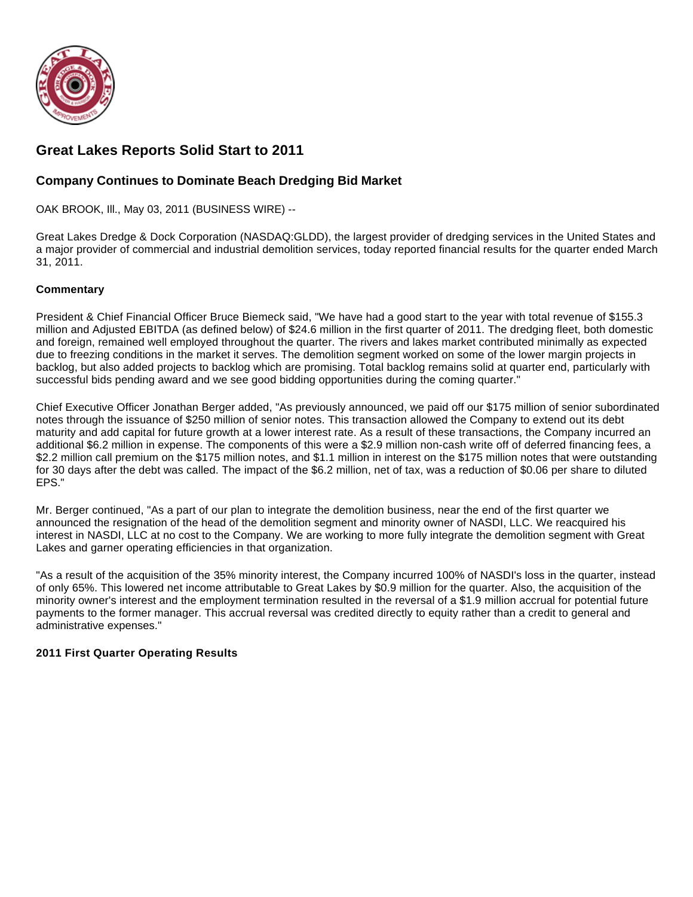# Great Lakes Reports Solid Start to 2011

## Company Continues to Dominate Beach Dredging Bid Market

OAK BROOK, Ill., May 03, 2011 (BUSINESS WIRE) --

Great Lakes Dredge & Dock Corporation (NASDAQ:GLDD), the largest provider of dredging services in the United States and a major provider of commercial and industrial demolition services, today reported financial results for the quarter ended March 31, 2011.

**Commentary**

President & Chief Financial Officer Bruce Biemeck said, "We have had a good start to the year with total revenue of $155.3 million and Adjusted EBITDA (as defined below) of $24.6 million in the first quarter of 2011. The dredging fleet, both domestic and foreign, remained well employed throughout the quarter. The rivers and lakes market contributed minimally as expected due to freezing conditions in the market it serves. The demolition segment worked on some of the lower margin projects in backlog, but also added projects to backlog which are promising. Total backlog remains solid at quarter end, particularly with successful bids pending award and we see good bidding opportunities during the coming quarter."

Chief Executive Officer Jonathan Berger added, "As previously announced, we paid off our $175 million of senior subordinated notes through the issuance of $250 million of senior notes. This transaction allowed the Company to extend out its debt maturity and add capital for future growth at a lower interest rate. As a result of these transactions, the Company incurred an additional $6.2 million in expense. The components of this were a $2.9 million non-cash write off of deferred financing fees, a $2.2 million call premium on the $175 million notes, and $1.1 million in interest on the $175 million notes that were outstanding for 30 days after the debt was called. The impact of the $6.2 million, net of tax, was a reduction of $0.06 per share to diluted EPS."

Mr. Berger continued, "As a part of our plan to integrate the demolition business, near the end of the first quarter we announced the resignation of the head of the demolition segment and minority owner of NASDI, LLC. We reacquired his interest in NASDI, LLC at no cost to the Company. We are working to more fully integrate the demolition segment with Great Lakes and garner operating efficiencies in that organization.

"As a result of the acquisition of the 35% minority interest, the Company incurred 100% of NASDI's loss in the quarter, instead of only 65%. This lowered net income attributable to Great Lakes by $0.9 million for the quarter. Also, the acquisition of the minority owner's interest and the employment termination resulted in the reversal of a $1.9 million accrual for potential future payments to the former manager. This accrual reversal was credited directly to equity rather than a credit to general and administrative expenses."

**2011 First Quarter Operating Results**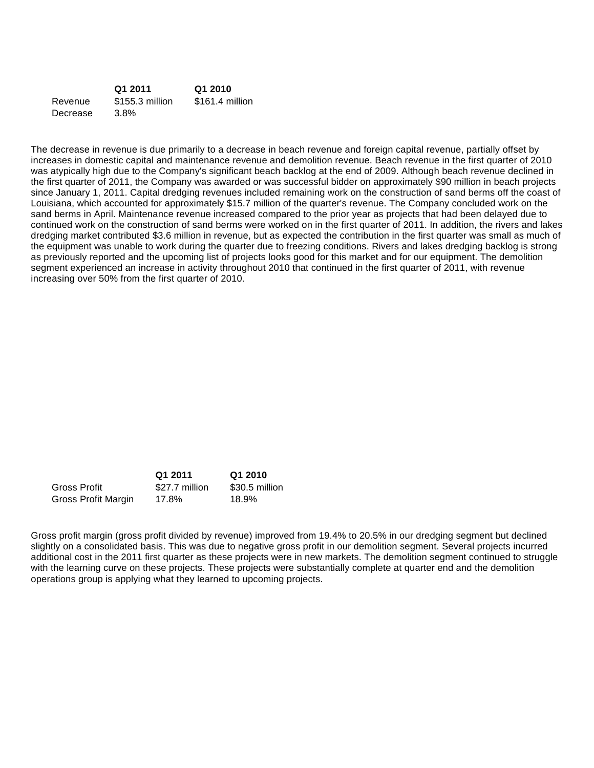| | Q1 2011 | Q1 2010 |
|---|---|---|
| Revenue | $155.3 million | $161.4 million |
| Decrease | 3.8% | |

The decrease in revenue is due primarily to a decrease in beach revenue and foreign capital revenue, partially offset by increases in domestic capital and maintenance revenue and demolition revenue. Beach revenue in the first quarter of 2010 was atypically high due to the Company's significant beach backlog at the end of 2009. Although beach revenue declined in the first quarter of 2011, the Company was awarded or was successful bidder on approximately $90 million in beach projects since January 1, 2011. Capital dredging revenues included remaining work on the construction of sand berms off the coast of Louisiana, which accounted for approximately $15.7 million of the quarter's revenue. The Company concluded work on the sand berms in April. Maintenance revenue increased compared to the prior year as projects that had been delayed due to continued work on the construction of sand berms were worked on in the first quarter of 2011. In addition, the rivers and lakes dredging market contributed $3.6 million in revenue, but as expected the contribution in the first quarter was small as much of the equipment was unable to work during the quarter due to freezing conditions. Rivers and lakes dredging backlog is strong as previously reported and the upcoming list of projects looks good for this market and for our equipment. The demolition segment experienced an increase in activity throughout 2010 that continued in the first quarter of 2011, with revenue increasing over 50% from the first quarter of 2010.

| | Q1 2011 | Q1 2010 |
|---|---|---|
| Gross Profit | $27.7 million | $30.5 million |
| Gross Profit Margin | 17.8% | 18.9% |

Gross profit margin (gross profit divided by revenue) improved from 19.4% to 20.5% in our dredging segment but declined slightly on a consolidated basis. This was due to negative gross profit in our demolition segment. Several projects incurred additional cost in the 2011 first quarter as these projects were in new markets. The demolition segment continued to struggle with the learning curve on these projects. These projects were substantially complete at quarter end and the demolition operations group is applying what they learned to upcoming projects.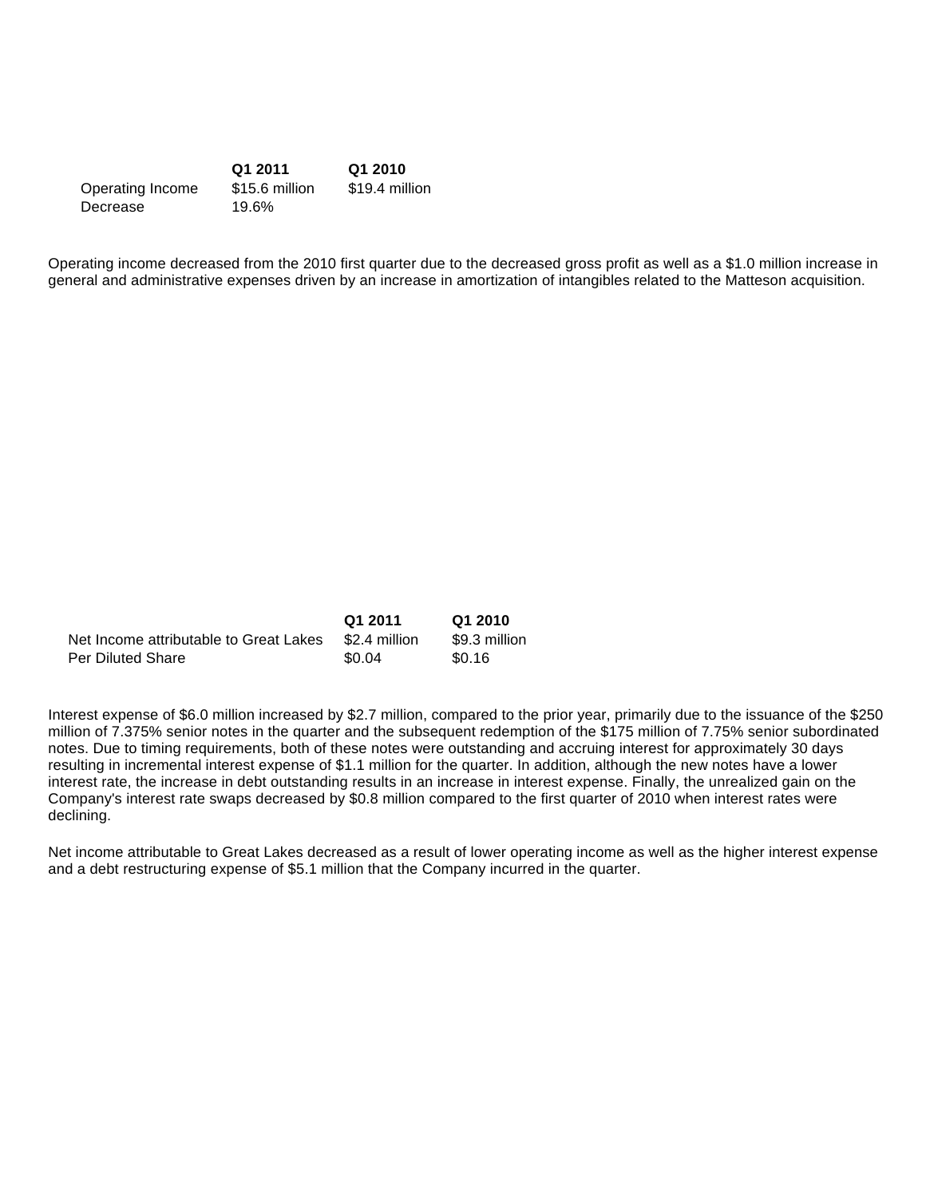| | Q1 2011 | Q1 2010 |
|---|---|---|
| Operating Income | $15.6 million | $19.4 million |
| Decrease | 19.6% | |

Operating income decreased from the 2010 first quarter due to the decreased gross profit as well as a $1.0 million increase in general and administrative expenses driven by an increase in amortization of intangibles related to the Matteson acquisition.

| | Q1 2011 | Q1 2010 |
|---|---|---|
| Net Income attributable to Great Lakes | $2.4 million | $9.3 million |
| Per Diluted Share | $0.04 | $0.16 |

Interest expense of $6.0 million increased by $2.7 million, compared to the prior year, primarily due to the issuance of the $250 million of 7.375% senior notes in the quarter and the subsequent redemption of the $175 million of 7.75% senior subordinated notes. Due to timing requirements, both of these notes were outstanding and accruing interest for approximately 30 days resulting in incremental interest expense of $1.1 million for the quarter. In addition, although the new notes have a lower interest rate, the increase in debt outstanding results in an increase in interest expense. Finally, the unrealized gain on the Company's interest rate swaps decreased by $0.8 million compared to the first quarter of 2010 when interest rates were declining.

Net income attributable to Great Lakes decreased as a result of lower operating income as well as the higher interest expense and a debt restructuring expense of $5.1 million that the Company incurred in the quarter.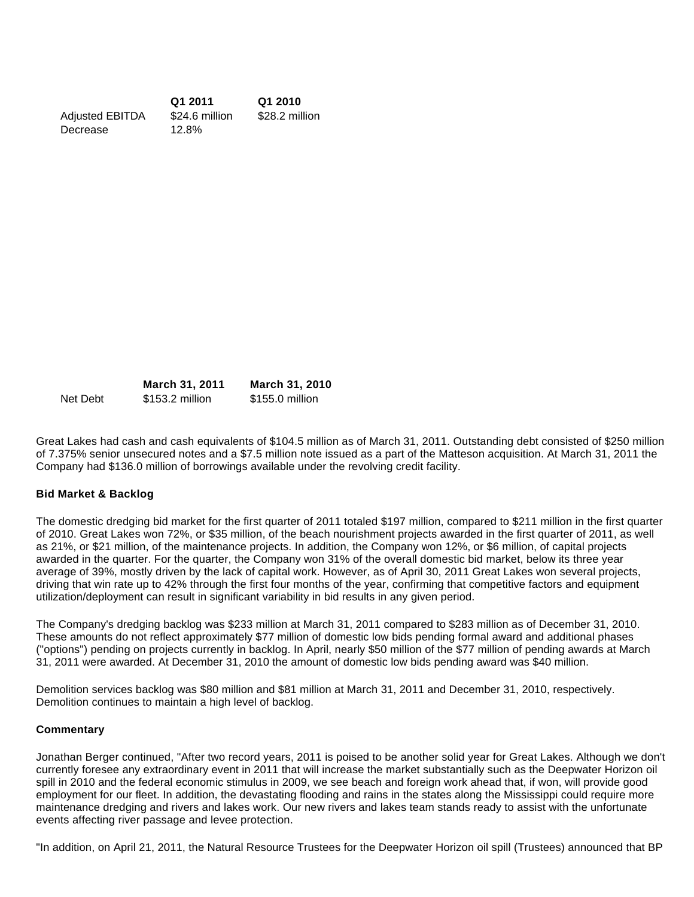| | Q1 2011 | Q1 2010 |
|---|---|---|
| Adjusted EBITDA | $24.6 million | $28.2 million |
| Decrease | 12.8% | |

| | March 31, 2011 | March 31, 2010 |
|---|---|---|
| Net Debt | $153.2 million | $155.0 million |

Great Lakes had cash and cash equivalents of $104.5 million as of March 31, 2011. Outstanding debt consisted of $250 million of 7.375% senior unsecured notes and a $7.5 million note issued as a part of the Matteson acquisition. At March 31, 2011 the Company had $136.0 million of borrowings available under the revolving credit facility.

**Bid Market & Backlog**

The domestic dredging bid market for the first quarter of 2011 totaled $197 million, compared to $211 million in the first quarter of 2010. Great Lakes won 72%, or $35 million, of the beach nourishment projects awarded in the first quarter of 2011, as well as 21%, or $21 million, of the maintenance projects. In addition, the Company won 12%, or $6 million, of capital projects awarded in the quarter. For the quarter, the Company won 31% of the overall domestic bid market, below its three year average of 39%, mostly driven by the lack of capital work. However, as of April 30, 2011 Great Lakes won several projects, driving that win rate up to 42% through the first four months of the year, confirming that competitive factors and equipment utilization/deployment can result in significant variability in bid results in any given period.

The Company's dredging backlog was $233 million at March 31, 2011 compared to $283 million as of December 31, 2010. These amounts do not reflect approximately $77 million of domestic low bids pending formal award and additional phases ("options") pending on projects currently in backlog. In April, nearly $50 million of the $77 million of pending awards at March 31, 2011 were awarded. At December 31, 2010 the amount of domestic low bids pending award was $40 million.

Demolition services backlog was $80 million and $81 million at March 31, 2011 and December 31, 2010, respectively. Demolition continues to maintain a high level of backlog.

**Commentary**

Jonathan Berger continued, "After two record years, 2011 is poised to be another solid year for Great Lakes. Although we don't currently foresee any extraordinary event in 2011 that will increase the market substantially such as the Deepwater Horizon oil spill in 2010 and the federal economic stimulus in 2009, we see beach and foreign work ahead that, if won, will provide good employment for our fleet. In addition, the devastating flooding and rains in the states along the Mississippi could require more maintenance dredging and rivers and lakes work. Our new rivers and lakes team stands ready to assist with the unfortunate events affecting river passage and levee protection.

"In addition, on April 21, 2011, the Natural Resource Trustees for the Deepwater Horizon oil spill (Trustees) announced that BP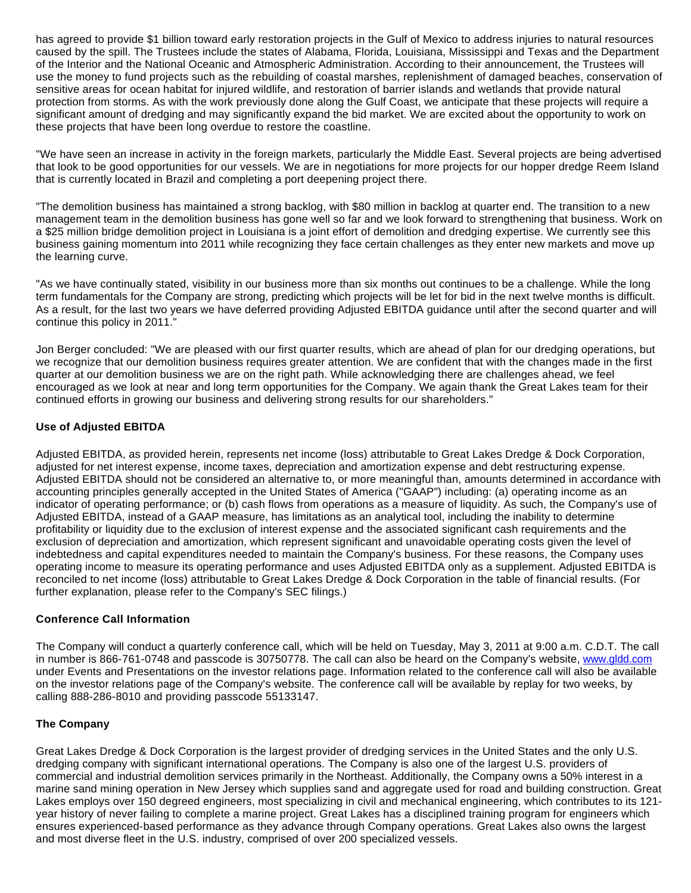has agreed to provide $1 billion toward early restoration projects in the Gulf of Mexico to address injuries to natural resources caused by the spill. The Trustees include the states of Alabama, Florida, Louisiana, Mississippi and Texas and the Department of the Interior and the National Oceanic and Atmospheric Administration. According to their announcement, the Trustees will use the money to fund projects such as the rebuilding of coastal marshes, replenishment of damaged beaches, conservation of sensitive areas for ocean habitat for injured wildlife, and restoration of barrier islands and wetlands that provide natural protection from storms. As with the work previously done along the Gulf Coast, we anticipate that these projects will require a significant amount of dredging and may significantly expand the bid market. We are excited about the opportunity to work on these projects that have been long overdue to restore the coastline.

"We have seen an increase in activity in the foreign markets, particularly the Middle East. Several projects are being advertised that look to be good opportunities for our vessels. We are in negotiations for more projects for our hopper dredge Reem Island that is currently located in Brazil and completing a port deepening project there.

"The demolition business has maintained a strong backlog, with $80 million in backlog at quarter end. The transition to a new management team in the demolition business has gone well so far and we look forward to strengthening that business. Work on a $25 million bridge demolition project in Louisiana is a joint effort of demolition and dredging expertise. We currently see this business gaining momentum into 2011 while recognizing they face certain challenges as they enter new markets and move up the learning curve.

"As we have continually stated, visibility in our business more than six months out continues to be a challenge. While the long term fundamentals for the Company are strong, predicting which projects will be let for bid in the next twelve months is difficult. As a result, for the last two years we have deferred providing Adjusted EBITDA guidance until after the second quarter and will continue this policy in 2011."

Jon Berger concluded: "We are pleased with our first quarter results, which are ahead of plan for our dredging operations, but we recognize that our demolition business requires greater attention. We are confident that with the changes made in the first quarter at our demolition business we are on the right path. While acknowledging there are challenges ahead, we feel encouraged as we look at near and long term opportunities for the Company. We again thank the Great Lakes team for their continued efforts in growing our business and delivering strong results for our shareholders."

**Use of Adjusted EBITDA**

Adjusted EBITDA, as provided herein, represents net income (loss) attributable to Great Lakes Dredge & Dock Corporation, adjusted for net interest expense, income taxes, depreciation and amortization expense and debt restructuring expense. Adjusted EBITDA should not be considered an alternative to, or more meaningful than, amounts determined in accordance with accounting principles generally accepted in the United States of America ("GAAP") including: (a) operating income as an indicator of operating performance; or (b) cash flows from operations as a measure of liquidity. As such, the Company's use of Adjusted EBITDA, instead of a GAAP measure, has limitations as an analytical tool, including the inability to determine profitability or liquidity due to the exclusion of interest expense and the associated significant cash requirements and the exclusion of depreciation and amortization, which represent significant and unavoidable operating costs given the level of indebtedness and capital expenditures needed to maintain the Company's business. For these reasons, the Company uses operating income to measure its operating performance and uses Adjusted EBITDA only as a supplement. Adjusted EBITDA is reconciled to net income (loss) attributable to Great Lakes Dredge & Dock Corporation in the table of financial results. (For further explanation, please refer to the Company's SEC filings.)

**Conference Call Information**

The Company will conduct a quarterly conference call, which will be held on Tuesday, May 3, 2011 at 9:00 a.m. C.D.T. The call in number is 866-761-0748 and passcode is 30750778. The call can also be heard on the Company's website, www.gldd.com under Events and Presentations on the investor relations page. Information related to the conference call will also be available on the investor relations page of the Company's website. The conference call will be available by replay for two weeks, by calling 888-286-8010 and providing passcode 55133147.

**The Company**

Great Lakes Dredge & Dock Corporation is the largest provider of dredging services in the United States and the only U.S. dredging company with significant international operations. The Company is also one of the largest U.S. providers of commercial and industrial demolition services primarily in the Northeast. Additionally, the Company owns a 50% interest in a marine sand mining operation in New Jersey which supplies sand and aggregate used for road and building construction. Great Lakes employs over 150 degreed engineers, most specializing in civil and mechanical engineering, which contributes to its 121-year history of never failing to complete a marine project. Great Lakes has a disciplined training program for engineers which ensures experienced-based performance as they advance through Company operations. Great Lakes also owns the largest and most diverse fleet in the U.S. industry, comprised of over 200 specialized vessels.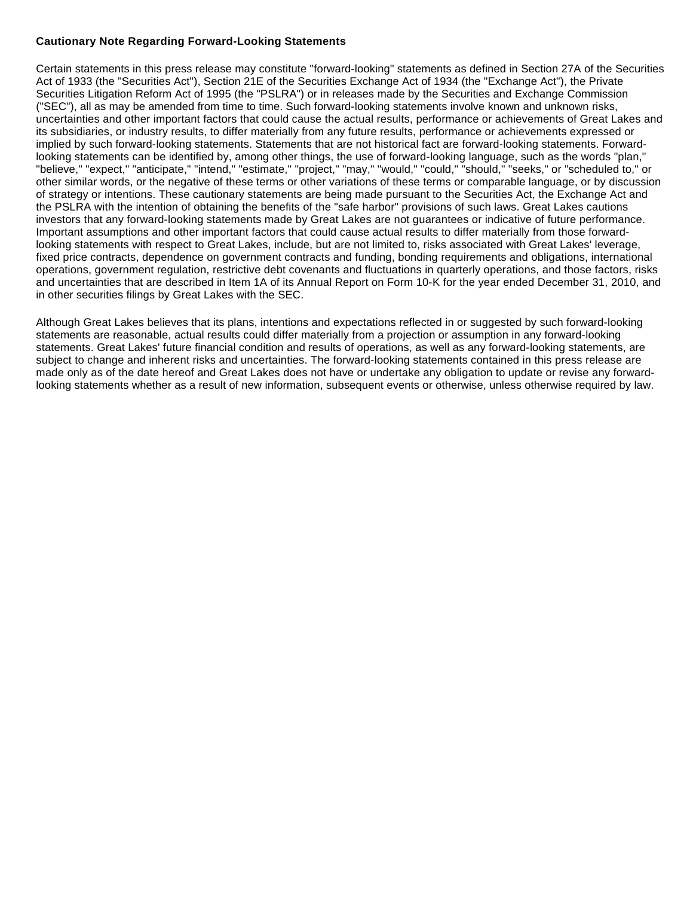**Cautionary Note Regarding Forward-Looking Statements**

Certain statements in this press release may constitute "forward-looking" statements as defined in Section 27A of the Securities Act of 1933 (the "Securities Act"), Section 21E of the Securities Exchange Act of 1934 (the "Exchange Act"), the Private Securities Litigation Reform Act of 1995 (the "PSLRA") or in releases made by the Securities and Exchange Commission ("SEC"), all as may be amended from time to time. Such forward-looking statements involve known and unknown risks, uncertainties and other important factors that could cause the actual results, performance or achievements of Great Lakes and its subsidiaries, or industry results, to differ materially from any future results, performance or achievements expressed or implied by such forward-looking statements. Statements that are not historical fact are forward-looking statements. Forward-looking statements can be identified by, among other things, the use of forward-looking language, such as the words "plan," "believe," "expect," "anticipate," "intend," "estimate," "project," "may," "would," "could," "should," "seeks," or "scheduled to," or other similar words, or the negative of these terms or other variations of these terms or comparable language, or by discussion of strategy or intentions. These cautionary statements are being made pursuant to the Securities Act, the Exchange Act and the PSLRA with the intention of obtaining the benefits of the "safe harbor" provisions of such laws. Great Lakes cautions investors that any forward-looking statements made by Great Lakes are not guarantees or indicative of future performance. Important assumptions and other important factors that could cause actual results to differ materially from those forward-looking statements with respect to Great Lakes, include, but are not limited to, risks associated with Great Lakes' leverage, fixed price contracts, dependence on government contracts and funding, bonding requirements and obligations, international operations, government regulation, restrictive debt covenants and fluctuations in quarterly operations, and those factors, risks and uncertainties that are described in Item 1A of its Annual Report on Form 10-K for the year ended December 31, 2010, and in other securities filings by Great Lakes with the SEC.

Although Great Lakes believes that its plans, intentions and expectations reflected in or suggested by such forward-looking statements are reasonable, actual results could differ materially from a projection or assumption in any forward-looking statements. Great Lakes' future financial condition and results of operations, as well as any forward-looking statements, are subject to change and inherent risks and uncertainties. The forward-looking statements contained in this press release are made only as of the date hereof and Great Lakes does not have or undertake any obligation to update or revise any forward-looking statements whether as a result of new information, subsequent events or otherwise, unless otherwise required by law.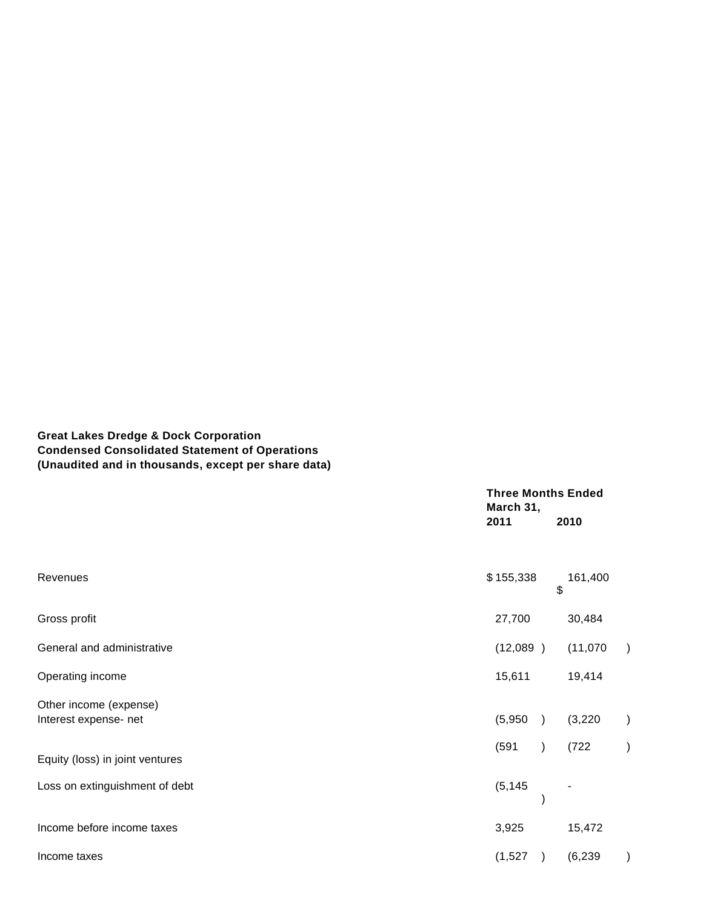**Great Lakes Dredge & Dock Corporation**
**Condensed Consolidated Statement of Operations**
**(Unaudited and in thousands, except per share data)**

| | **Three Months Ended March 31,** | |
|---|---|---|
| | **2011** | **2010** |
| Revenues | $ 155,338 | $ 161,400 |
| Gross profit | 27,700 | 30,484 |
| General and administrative | (12,089 ) | (11,070 ) |
| Operating income | 15,611 | 19,414 |
| Other income (expense) | | |
| Interest expense- net | (5,950 ) | (3,220 ) |
| Equity (loss) in joint ventures | (591 ) | (722 ) |
| Loss on extinguishment of debt | (5,145 ) | - |
| Income before income taxes | 3,925 | 15,472 |
| Income taxes | (1,527 ) | (6,239 ) |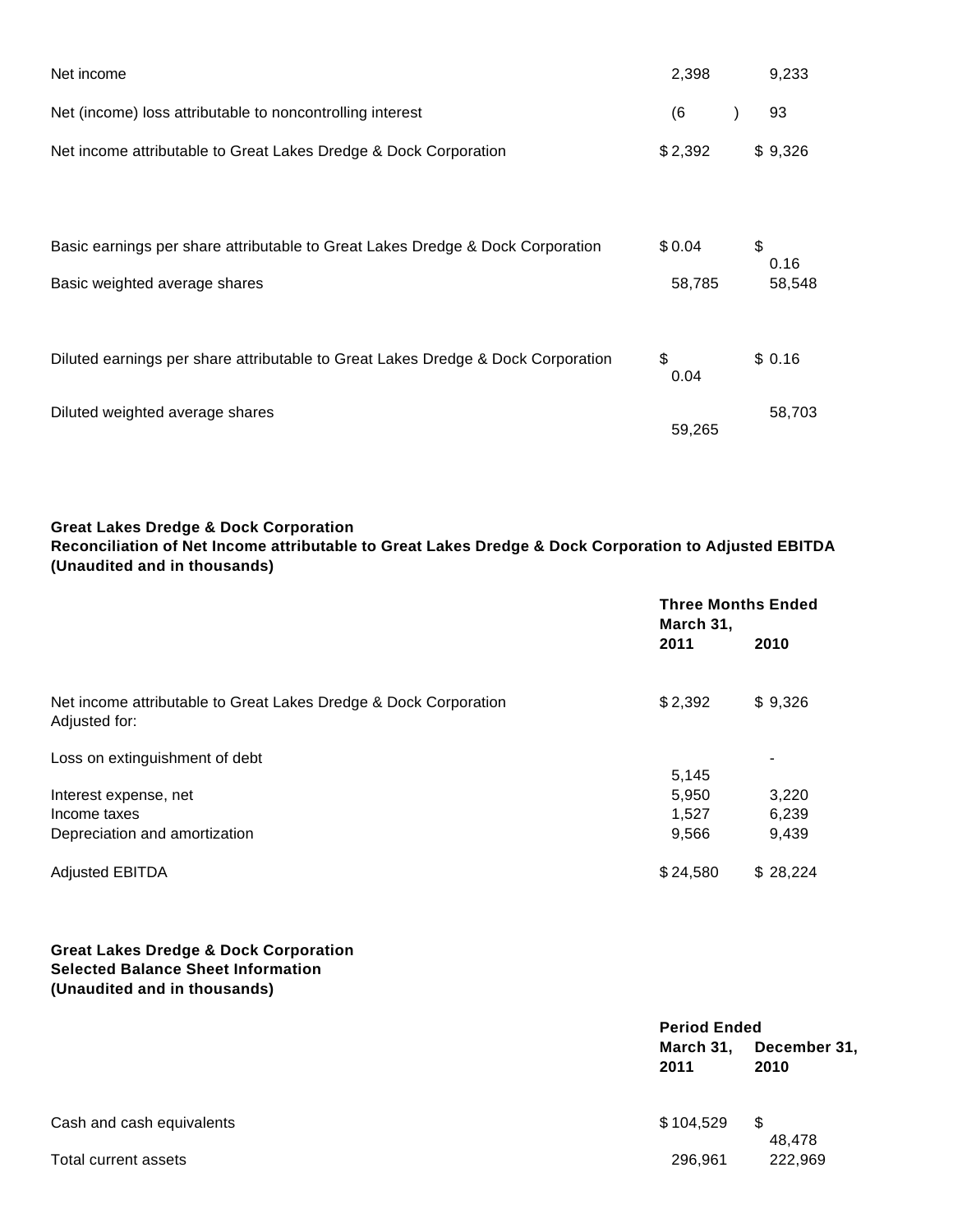| | | |
|---|---|---|
| Net income | 2,398 | 9,233 |
| Net (income) loss attributable to noncontrolling interest | (6 ) | 93 |
| Net income attributable to Great Lakes Dredge & Dock Corporation | $ 2,392 | $ 9,326 |
| | | |
| Basic earnings per share attributable to Great Lakes Dredge & Dock Corporation | $ 0.04 | $ 0.16 |
| Basic weighted average shares | 58,785 | 58,548 |
| | | |
| Diluted earnings per share attributable to Great Lakes Dredge & Dock Corporation | $ 0.04 | $ 0.16 |
| Diluted weighted average shares | 59,265 | 58,703 |

**Great Lakes Dredge & Dock Corporation**
**Reconciliation of Net Income attributable to Great Lakes Dredge & Dock Corporation to Adjusted EBITDA**
**(Unaudited and in thousands)**

| | **Three Months Ended March 31,** | |
|---|---|---|
| | **2011** | **2010** |
| Net income attributable to Great Lakes Dredge & Dock Corporation<br>Adjusted for: | $ 2,392 | $ 9,326 |
| Loss on extinguishment of debt | 5,145 | - |
| Interest expense, net | 5,950 | 3,220 |
| Income taxes | 1,527 | 6,239 |
| Depreciation and amortization | 9,566 | 9,439 |
| Adjusted EBITDA | $ 24,580 | $ 28,224 |

**Great Lakes Dredge & Dock Corporation**
**Selected Balance Sheet Information**
**(Unaudited and in thousands)**

| | **Period Ended** | |
|---|---|---|
| | **March 31, 2011** | **December 31, 2010** |
| Cash and cash equivalents | $ 104,529 | $ 48,478 |
| Total current assets | 296,961 | 222,969 |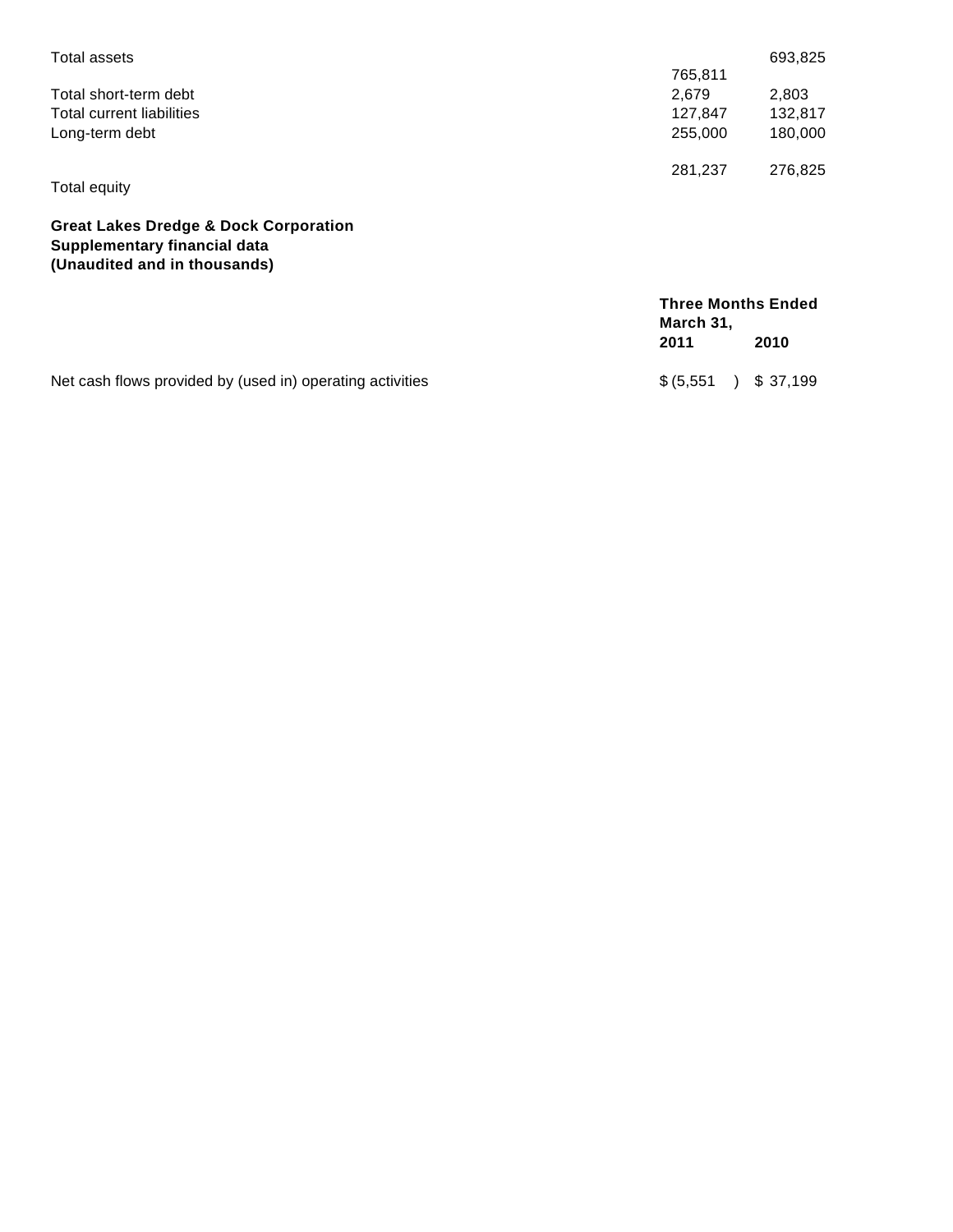| | | |
|---|---|---|
| Total assets | 765,811 | 693,825 |
| Total short-term debt | 2,679 | 2,803 |
| Total current liabilities | 127,847 | 132,817 |
| Long-term debt | 255,000 | 180,000 |
| Total equity | 281,237 | 276,825 |

**Great Lakes Dredge & Dock Corporation**
**Supplementary financial data**
**(Unaudited and in thousands)**

| | Three Months Ended March 31, | |
|---|---|---|
| | **2011** | **2010** |
| Net cash flows provided by (used in) operating activities | $ (5,551 ) | $ 37,199 |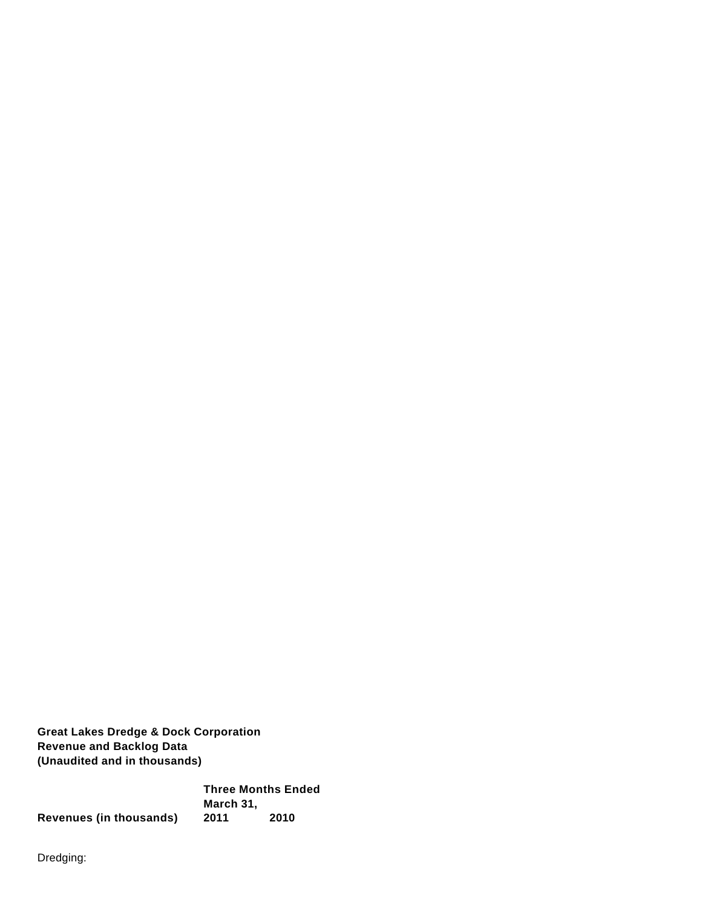**Great Lakes Dredge & Dock Corporation**
**Revenue and Backlog Data**
**(Unaudited and in thousands)**

| **Revenues (in thousands)** | **Three Months Ended March 31,** | |
|---|---|---|
| | **2011** | **2010** |
| Dredging: | | |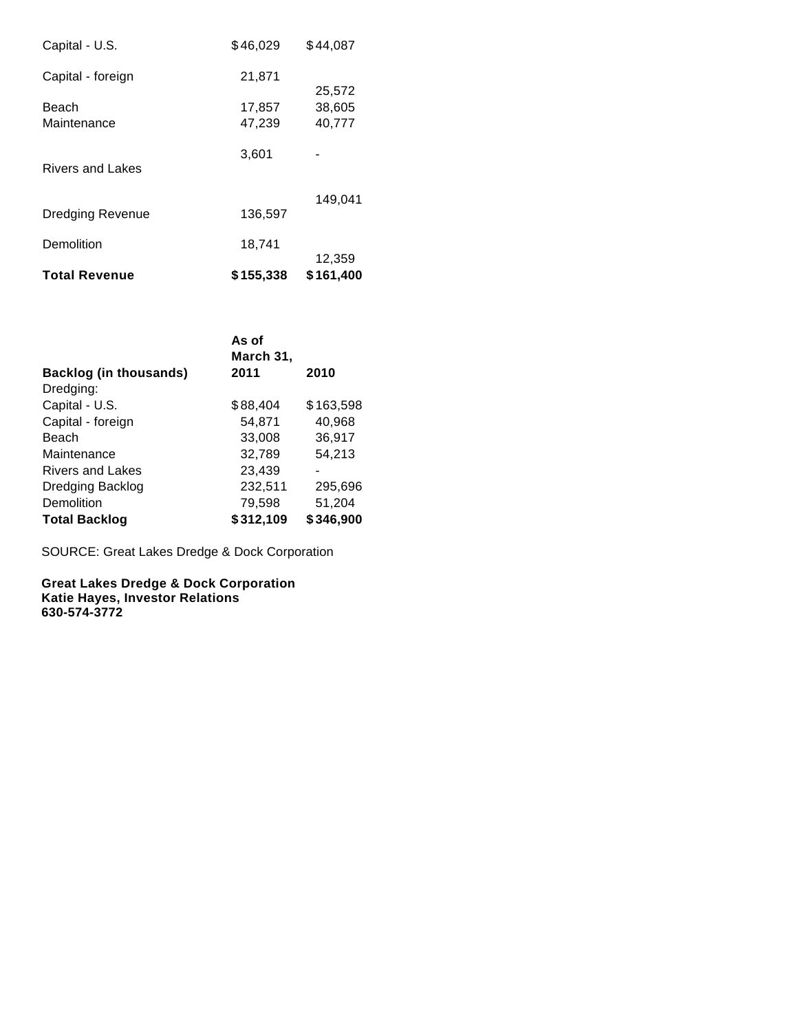| | | |
|---|---|---|
| Capital - U.S. | $46,029 | $44,087 |
| Capital - foreign | 21,871 | 25,572 |
| Beach | 17,857 | 38,605 |
| Maintenance | 47,239 | 40,777 |
| Rivers and Lakes | 3,601 | - |
| Dredging Revenue | 136,597 | 149,041 |
| Demolition | 18,741 | 12,359 |
| **Total Revenue** | **$155,338** | **$161,400** |

| | **As of March 31,** | |
|---|---|---|
| **Backlog (in thousands)** | **2011** | **2010** |
| Dredging: | | |
| Capital - U.S. | $88,404 | $163,598 |
| Capital - foreign | 54,871 | 40,968 |
| Beach | 33,008 | 36,917 |
| Maintenance | 32,789 | 54,213 |
| Rivers and Lakes | 23,439 | - |
| Dredging Backlog | 232,511 | 295,696 |
| Demolition | 79,598 | 51,204 |
| **Total Backlog** | **$312,109** | **$346,900** |

SOURCE: Great Lakes Dredge & Dock Corporation

**Great Lakes Dredge & Dock Corporation**
**Katie Hayes, Investor Relations**
**630-574-3772**